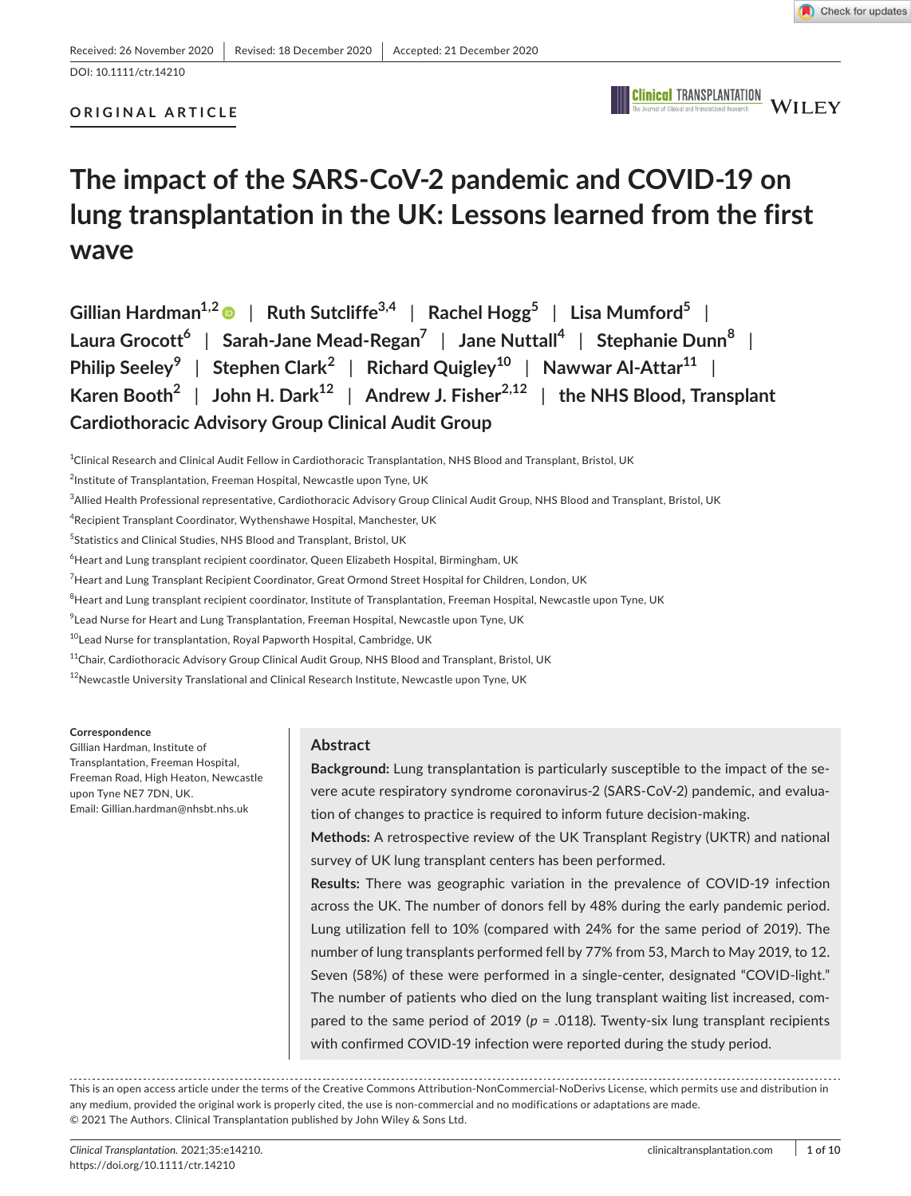Received: 26 November 2020 | Revised: 18 December 2020 | Accepted: 21 December 2020

DOI: 10.1111/ctr.14210

**ORIGINAL ARTICLE**

# The impact of the SARS-CoV-2 pandemic and COVID-19 on lung transplantation in the UK: Lessons learned from the first wave

**Gillian Hardman[1,2] | Ruth Sutcliffe[3,4] | Rachel Hogg[5] | Lisa Mumford[5] | Laura Grocott[6] | Sarah-Jane Mead-Regan[7] | Jane Nuttall[4] | Stephanie Dunn[8] | Philip Seeley[9] | Stephen Clark[2] | Richard Quigley[10] | Nawwar Al-Attar[11] | Karen Booth[2] | John H. Dark[12] | Andrew J. Fisher[2,12] | the NHS Blood, Transplant Cardiothoracic Advisory Group Clinical Audit Group**

[1]Clinical Research and Clinical Audit Fellow in Cardiothoracic Transplantation, NHS Blood and Transplant, Bristol, UK

[2]Institute of Transplantation, Freeman Hospital, Newcastle upon Tyne, UK

[3]Allied Health Professional representative, Cardiothoracic Advisory Group Clinical Audit Group, NHS Blood and Transplant, Bristol, UK

[4]Recipient Transplant Coordinator, Wythenshawe Hospital, Manchester, UK

[5]Statistics and Clinical Studies, NHS Blood and Transplant, Bristol, UK

[6]Heart and Lung transplant recipient coordinator, Queen Elizabeth Hospital, Birmingham, UK

[7]Heart and Lung Transplant Recipient Coordinator, Great Ormond Street Hospital for Children, London, UK

[8]Heart and Lung transplant recipient coordinator, Institute of Transplantation, Freeman Hospital, Newcastle upon Tyne, UK

[9]Lead Nurse for Heart and Lung Transplantation, Freeman Hospital, Newcastle upon Tyne, UK

[10]Lead Nurse for transplantation, Royal Papworth Hospital, Cambridge, UK

[11]Chair, Cardiothoracic Advisory Group Clinical Audit Group, NHS Blood and Transplant, Bristol, UK

[12]Newcastle University Translational and Clinical Research Institute, Newcastle upon Tyne, UK

**Correspondence**
Gillian Hardman, Institute of Transplantation, Freeman Hospital, Freeman Road, High Heaton, Newcastle upon Tyne NE7 7DN, UK.
Email: Gillian.hardman@nhsbt.nhs.uk

## Abstract

**Background:** Lung transplantation is particularly susceptible to the impact of the severe acute respiratory syndrome coronavirus-2 (SARS-CoV-2) pandemic, and evaluation of changes to practice is required to inform future decision-making.

**Methods:** A retrospective review of the UK Transplant Registry (UKTR) and national survey of UK lung transplant centers has been performed.

**Results:** There was geographic variation in the prevalence of COVID-19 infection across the UK. The number of donors fell by 48% during the early pandemic period. Lung utilization fell to 10% (compared with 24% for the same period of 2019). The number of lung transplants performed fell by 77% from 53, March to May 2019, to 12. Seven (58%) of these were performed in a single-center, designated "COVID-light." The number of patients who died on the lung transplant waiting list increased, compared to the same period of 2019 ($p$ = .0118). Twenty-six lung transplant recipients with confirmed COVID-19 infection were reported during the study period.

This is an open access article under the terms of the Creative Commons Attribution-NonCommercial-NoDerivs License, which permits use and distribution in any medium, provided the original work is properly cited, the use is non-commercial and no modifications or adaptations are made.
© 2021 The Authors. Clinical Transplantation published by John Wiley & Sons Ltd.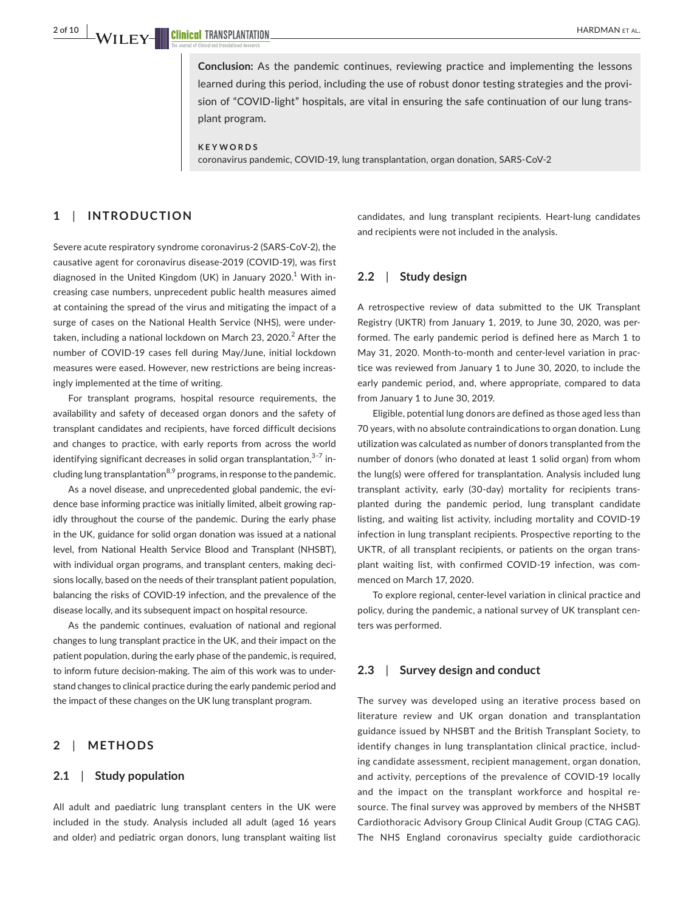**Conclusion:** As the pandemic continues, reviewing practice and implementing the lessons learned during this period, including the use of robust donor testing strategies and the provision of "COVID-light" hospitals, are vital in ensuring the safe continuation of our lung transplant program.

**KEYWORDS**

coronavirus pandemic, COVID-19, lung transplantation, organ donation, SARS-CoV-2

## 1 | INTRODUCTION

Severe acute respiratory syndrome coronavirus-2 (SARS-CoV-2), the causative agent for coronavirus disease-2019 (COVID-19), was first diagnosed in the United Kingdom (UK) in January 2020.[1] With increasing case numbers, unprecedent public health measures aimed at containing the spread of the virus and mitigating the impact of a surge of cases on the National Health Service (NHS), were undertaken, including a national lockdown on March 23, 2020.[2] After the number of COVID-19 cases fell during May/June, initial lockdown measures were eased. However, new restrictions are being increasingly implemented at the time of writing.

For transplant programs, hospital resource requirements, the availability and safety of deceased organ donors and the safety of transplant candidates and recipients, have forced difficult decisions and changes to practice, with early reports from across the world identifying significant decreases in solid organ transplantation,[3–7] including lung transplantation[8,9] programs, in response to the pandemic.

As a novel disease, and unprecedented global pandemic, the evidence base informing practice was initially limited, albeit growing rapidly throughout the course of the pandemic. During the early phase in the UK, guidance for solid organ donation was issued at a national level, from National Health Service Blood and Transplant (NHSBT), with individual organ programs, and transplant centers, making decisions locally, based on the needs of their transplant patient population, balancing the risks of COVID-19 infection, and the prevalence of the disease locally, and its subsequent impact on hospital resource.

As the pandemic continues, evaluation of national and regional changes to lung transplant practice in the UK, and their impact on the patient population, during the early phase of the pandemic, is required, to inform future decision-making. The aim of this work was to understand changes to clinical practice during the early pandemic period and the impact of these changes on the UK lung transplant program.

## 2 | METHODS

### 2.1 | Study population

All adult and paediatric lung transplant centers in the UK were included in the study. Analysis included all adult (aged 16 years and older) and pediatric organ donors, lung transplant waiting list candidates, and lung transplant recipients. Heart-lung candidates and recipients were not included in the analysis.

### 2.2 | Study design

A retrospective review of data submitted to the UK Transplant Registry (UKTR) from January 1, 2019, to June 30, 2020, was performed. The early pandemic period is defined here as March 1 to May 31, 2020. Month-to-month and center-level variation in practice was reviewed from January 1 to June 30, 2020, to include the early pandemic period, and, where appropriate, compared to data from January 1 to June 30, 2019.

Eligible, potential lung donors are defined as those aged less than 70 years, with no absolute contraindications to organ donation. Lung utilization was calculated as number of donors transplanted from the number of donors (who donated at least 1 solid organ) from whom the lung(s) were offered for transplantation. Analysis included lung transplant activity, early (30-day) mortality for recipients transplanted during the pandemic period, lung transplant candidate listing, and waiting list activity, including mortality and COVID-19 infection in lung transplant recipients. Prospective reporting to the UKTR, of all transplant recipients, or patients on the organ transplant waiting list, with confirmed COVID-19 infection, was commenced on March 17, 2020.

To explore regional, center-level variation in clinical practice and policy, during the pandemic, a national survey of UK transplant centers was performed.

### 2.3 | Survey design and conduct

The survey was developed using an iterative process based on literature review and UK organ donation and transplantation guidance issued by NHSBT and the British Transplant Society, to identify changes in lung transplantation clinical practice, including candidate assessment, recipient management, organ donation, and activity, perceptions of the prevalence of COVID-19 locally and the impact on the transplant workforce and hospital resource. The final survey was approved by members of the NHSBT Cardiothoracic Advisory Group Clinical Audit Group (CTAG CAG). The NHS England coronavirus specialty guide cardiothoracic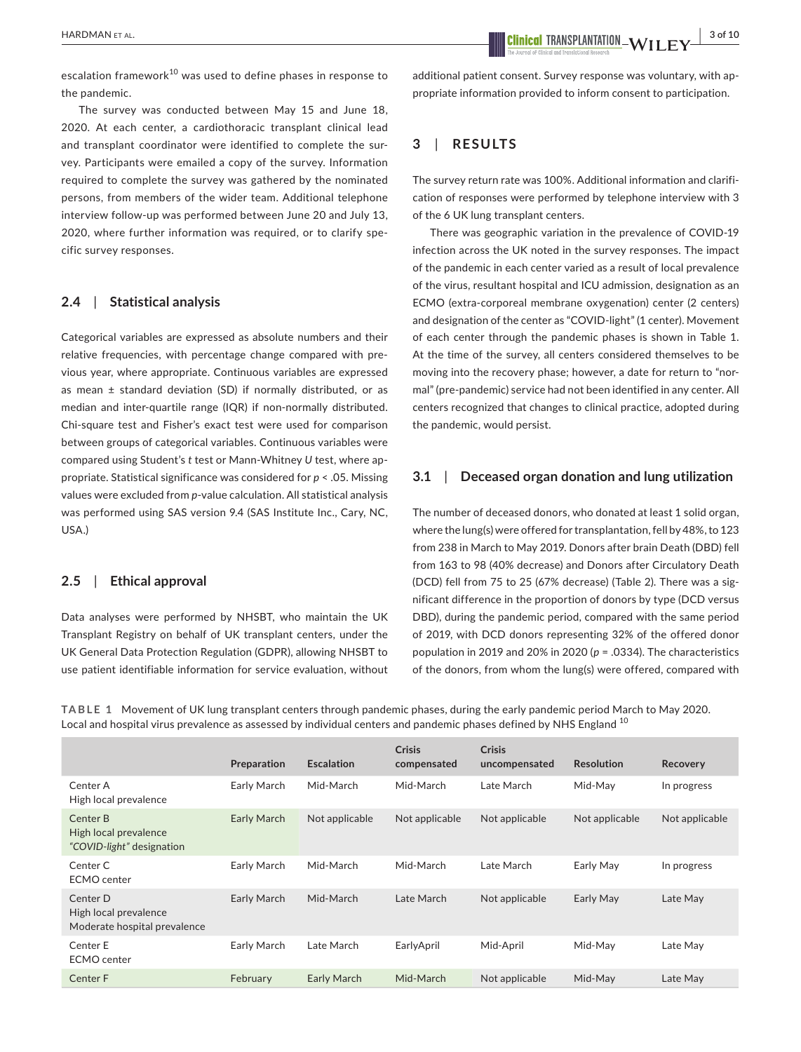escalation framework[10] was used to define phases in response to the pandemic.

The survey was conducted between May 15 and June 18, 2020. At each center, a cardiothoracic transplant clinical lead and transplant coordinator were identified to complete the survey. Participants were emailed a copy of the survey. Information required to complete the survey was gathered by the nominated persons, from members of the wider team. Additional telephone interview follow-up was performed between June 20 and July 13, 2020, where further information was required, or to clarify specific survey responses.

### 2.4 | Statistical analysis

Categorical variables are expressed as absolute numbers and their relative frequencies, with percentage change compared with previous year, where appropriate. Continuous variables are expressed as mean ± standard deviation (SD) if normally distributed, or as median and inter-quartile range (IQR) if non-normally distributed. Chi-square test and Fisher's exact test were used for comparison between groups of categorical variables. Continuous variables were compared using Student's *t* test or Mann-Whitney *U* test, where appropriate. Statistical significance was considered for $p < .05$. Missing values were excluded from *p*-value calculation. All statistical analysis was performed using SAS version 9.4 (SAS Institute Inc., Cary, NC, USA.)

### 2.5 | Ethical approval

Data analyses were performed by NHSBT, who maintain the UK Transplant Registry on behalf of UK transplant centers, under the UK General Data Protection Regulation (GDPR), allowing NHSBT to use patient identifiable information for service evaluation, without additional patient consent. Survey response was voluntary, with appropriate information provided to inform consent to participation.

## 3 | RESULTS

The survey return rate was 100%. Additional information and clarification of responses were performed by telephone interview with 3 of the 6 UK lung transplant centers.

There was geographic variation in the prevalence of COVID-19 infection across the UK noted in the survey responses. The impact of the pandemic in each center varied as a result of local prevalence of the virus, resultant hospital and ICU admission, designation as an ECMO (extra-corporeal membrane oxygenation) center (2 centers) and designation of the center as "COVID-light" (1 center). Movement of each center through the pandemic phases is shown in Table 1. At the time of the survey, all centers considered themselves to be moving into the recovery phase; however, a date for return to "normal" (pre-pandemic) service had not been identified in any center. All centers recognized that changes to clinical practice, adopted during the pandemic, would persist.

### 3.1 | Deceased organ donation and lung utilization

The number of deceased donors, who donated at least 1 solid organ, where the lung(s) were offered for transplantation, fell by 48%, to 123 from 238 in March to May 2019. Donors after brain Death (DBD) fell from 163 to 98 (40% decrease) and Donors after Circulatory Death (DCD) fell from 75 to 25 (67% decrease) (Table 2). There was a significant difference in the proportion of donors by type (DCD versus DBD), during the pandemic period, compared with the same period of 2019, with DCD donors representing 32% of the offered donor population in 2019 and 20% in 2020 ($p = .0334$). The characteristics of the donors, from whom the lung(s) were offered, compared with

**TABLE 1** Movement of UK lung transplant centers through pandemic phases, during the early pandemic period March to May 2020. Local and hospital virus prevalence as assessed by individual centers and pandemic phases defined by NHS England [10]

| | Preparation | Escalation | Crisis compensated | Crisis uncompensated | Resolution | Recovery |
|---|---|---|---|---|---|---|
| Center A<br>High local prevalence | Early March | Mid-March | Mid-March | Late March | Mid-May | In progress |
| Center B<br>High local prevalence<br>*"COVID-light"* designation | Early March | Not applicable | Not applicable | Not applicable | Not applicable | Not applicable |
| Center C<br>ECMO center | Early March | Mid-March | Mid-March | Late March | Early May | In progress |
| Center D<br>High local prevalence<br>Moderate hospital prevalence | Early March | Mid-March | Late March | Not applicable | Early May | Late May |
| Center E<br>ECMO center | Early March | Late March | EarlyApril | Mid-April | Mid-May | Late May |
| Center F | February | Early March | Mid-March | Not applicable | Mid-May | Late May |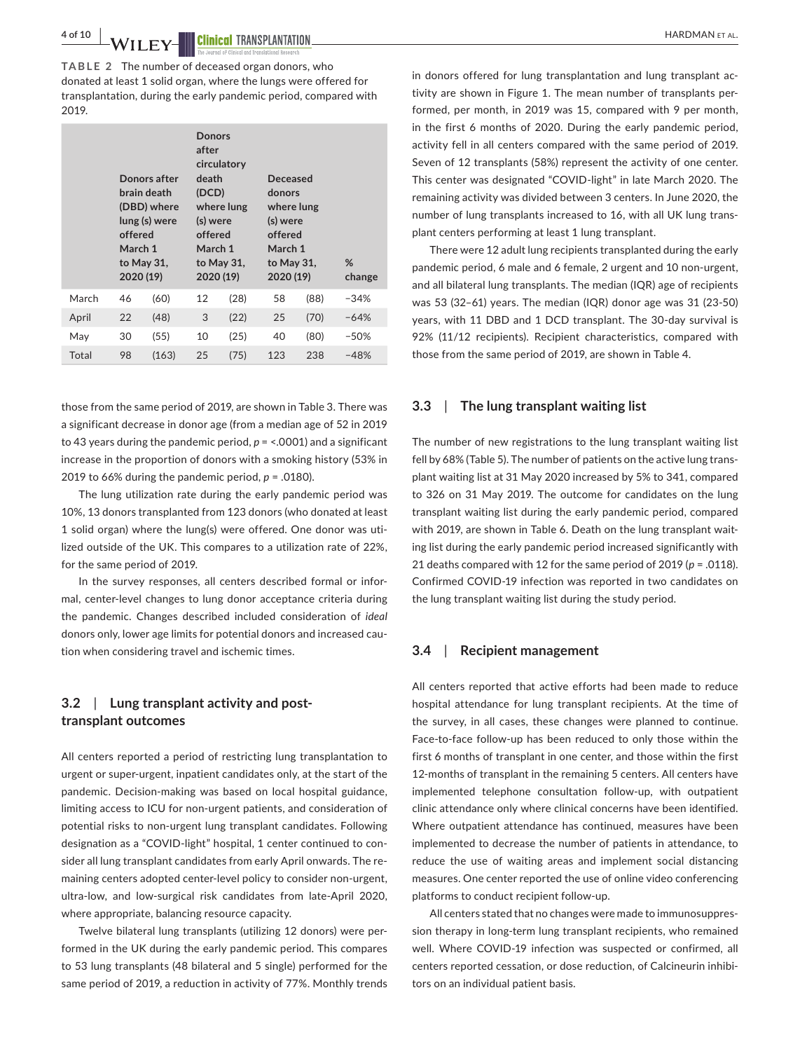**TABLE 2** The number of deceased organ donors, who donated at least 1 solid organ, where the lungs were offered for transplantation, during the early pandemic period, compared with 2019.

| | Donors after brain death (DBD) where lung (s) were offered March 1 to May 31, 2020 (19) | | Donors after circulatory death (DCD) where lung (s) were offered March 1 to May 31, 2020 (19) | | Deceased donors where lung (s) were offered March 1 to May 31, 2020 (19) | | % change |
|---|---|---|---|---|---|---|---|
| March | 46 | (60) | 12 | (28) | 58 | (88) | −34% |
| April | 22 | (48) | 3 | (22) | 25 | (70) | −64% |
| May | 30 | (55) | 10 | (25) | 40 | (80) | −50% |
| Total | 98 | (163) | 25 | (75) | 123 | 238 | −48% |

those from the same period of 2019, are shown in Table 3. There was a significant decrease in donor age (from a median age of 52 in 2019 to 43 years during the pandemic period, $p$ = <.0001) and a significant increase in the proportion of donors with a smoking history (53% in 2019 to 66% during the pandemic period, $p$ = .0180).

The lung utilization rate during the early pandemic period was 10%, 13 donors transplanted from 123 donors (who donated at least 1 solid organ) where the lung(s) were offered. One donor was utilized outside of the UK. This compares to a utilization rate of 22%, for the same period of 2019.

In the survey responses, all centers described formal or informal, center-level changes to lung donor acceptance criteria during the pandemic. Changes described included consideration of *ideal* donors only, lower age limits for potential donors and increased caution when considering travel and ischemic times.

## 3.2 | Lung transplant activity and post-transplant outcomes

All centers reported a period of restricting lung transplantation to urgent or super-urgent, inpatient candidates only, at the start of the pandemic. Decision-making was based on local hospital guidance, limiting access to ICU for non-urgent patients, and consideration of potential risks to non-urgent lung transplant candidates. Following designation as a "COVID-light" hospital, 1 center continued to consider all lung transplant candidates from early April onwards. The remaining centers adopted center-level policy to consider non-urgent, ultra-low, and low-surgical risk candidates from late-April 2020, where appropriate, balancing resource capacity.

Twelve bilateral lung transplants (utilizing 12 donors) were performed in the UK during the early pandemic period. This compares to 53 lung transplants (48 bilateral and 5 single) performed for the same period of 2019, a reduction in activity of 77%. Monthly trends in donors offered for lung transplantation and lung transplant activity are shown in Figure 1. The mean number of transplants performed, per month, in 2019 was 15, compared with 9 per month, in the first 6 months of 2020. During the early pandemic period, activity fell in all centers compared with the same period of 2019. Seven of 12 transplants (58%) represent the activity of one center. This center was designated "COVID-light" in late March 2020. The remaining activity was divided between 3 centers. In June 2020, the number of lung transplants increased to 16, with all UK lung transplant centers performing at least 1 lung transplant.

There were 12 adult lung recipients transplanted during the early pandemic period, 6 male and 6 female, 2 urgent and 10 non-urgent, and all bilateral lung transplants. The median (IQR) age of recipients was 53 (32–61) years. The median (IQR) donor age was 31 (23-50) years, with 11 DBD and 1 DCD transplant. The 30-day survival is 92% (11/12 recipients). Recipient characteristics, compared with those from the same period of 2019, are shown in Table 4.

## 3.3 | The lung transplant waiting list

The number of new registrations to the lung transplant waiting list fell by 68% (Table 5). The number of patients on the active lung transplant waiting list at 31 May 2020 increased by 5% to 341, compared to 326 on 31 May 2019. The outcome for candidates on the lung transplant waiting list during the early pandemic period, compared with 2019, are shown in Table 6. Death on the lung transplant waiting list during the early pandemic period increased significantly with 21 deaths compared with 12 for the same period of 2019 ($p$ = .0118). Confirmed COVID-19 infection was reported in two candidates on the lung transplant waiting list during the study period.

## 3.4 | Recipient management

All centers reported that active efforts had been made to reduce hospital attendance for lung transplant recipients. At the time of the survey, in all cases, these changes were planned to continue. Face-to-face follow-up has been reduced to only those within the first 6 months of transplant in one center, and those within the first 12-months of transplant in the remaining 5 centers. All centers have implemented telephone consultation follow-up, with outpatient clinic attendance only where clinical concerns have been identified. Where outpatient attendance has continued, measures have been implemented to decrease the number of patients in attendance, to reduce the use of waiting areas and implement social distancing measures. One center reported the use of online video conferencing platforms to conduct recipient follow-up.

All centers stated that no changes were made to immunosuppression therapy in long-term lung transplant recipients, who remained well. Where COVID-19 infection was suspected or confirmed, all centers reported cessation, or dose reduction, of Calcineurin inhibitors on an individual patient basis.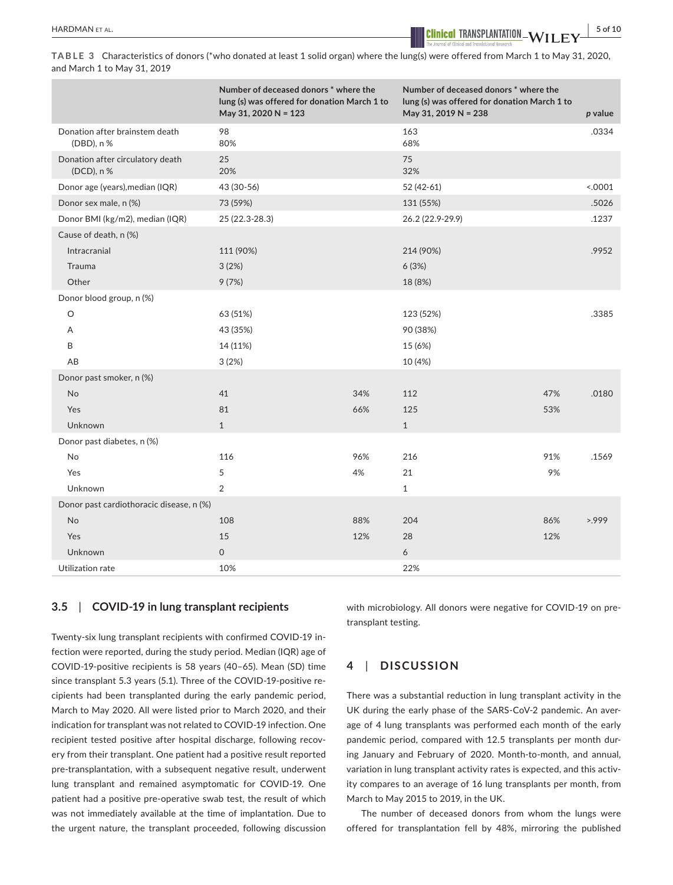**TABLE 3** Characteristics of donors (*who donated at least 1 solid organ) where the lung(s) were offered from March 1 to May 31, 2020, and March 1 to May 31, 2019

| | Number of deceased donors * where the lung (s) was offered for donation March 1 to May 31, 2020 N = 123 | | Number of deceased donors * where the lung (s) was offered for donation March 1 to May 31, 2019 N = 238 | | *p* value |
|---|---|---|---|---|---|
| Donation after brainstem death (DBD), n % | 98<br>80% | | 163<br>68% | | .0334 |
| Donation after circulatory death (DCD), n % | 25<br>20% | | 75<br>32% | | |
| Donor age (years),median (IQR) | 43 (30-56) | | 52 (42-61) | | <.0001 |
| Donor sex male, n (%) | 73 (59%) | | 131 (55%) | | .5026 |
| Donor BMI (kg/m2), median (IQR) | 25 (22.3-28.3) | | 26.2 (22.9-29.9) | | .1237 |
| Cause of death, n (%) | | | | | |
| Intracranial | 111 (90%) | | 214 (90%) | | .9952 |
| Trauma | 3 (2%) | | 6 (3%) | | |
| Other | 9 (7%) | | 18 (8%) | | |
| Donor blood group, n (%) | | | | | |
| O | 63 (51%) | | 123 (52%) | | .3385 |
| A | 43 (35%) | | 90 (38%) | | |
| B | 14 (11%) | | 15 (6%) | | |
| AB | 3 (2%) | | 10 (4%) | | |
| Donor past smoker, n (%) | | | | | |
| No | 41 | 34% | 112 | 47% | .0180 |
| Yes | 81 | 66% | 125 | 53% | |
| Unknown | 1 | | 1 | | |
| Donor past diabetes, n (%) | | | | | |
| No | 116 | 96% | 216 | 91% | .1569 |
| Yes | 5 | 4% | 21 | 9% | |
| Unknown | 2 | | 1 | | |
| Donor past cardiothoracic disease, n (%) | | | | | |
| No | 108 | 88% | 204 | 86% | >.999 |
| Yes | 15 | 12% | 28 | 12% | |
| Unknown | 0 | | 6 | | |
| Utilization rate | 10% | | 22% | | |

### 3.5 | COVID-19 in lung transplant recipients

Twenty-six lung transplant recipients with confirmed COVID-19 infection were reported, during the study period. Median (IQR) age of COVID-19-positive recipients is 58 years (40–65). Mean (SD) time since transplant 5.3 years (5.1). Three of the COVID-19-positive recipients had been transplanted during the early pandemic period, March to May 2020. All were listed prior to March 2020, and their indication for transplant was not related to COVID-19 infection. One recipient tested positive after hospital discharge, following recovery from their transplant. One patient had a positive result reported pre-transplantation, with a subsequent negative result, underwent lung transplant and remained asymptomatic for COVID-19. One patient had a positive pre-operative swab test, the result of which was not immediately available at the time of implantation. Due to the urgent nature, the transplant proceeded, following discussion with microbiology. All donors were negative for COVID-19 on pre-transplant testing.

## 4 | DISCUSSION

There was a substantial reduction in lung transplant activity in the UK during the early phase of the SARS-CoV-2 pandemic. An average of 4 lung transplants was performed each month of the early pandemic period, compared with 12.5 transplants per month during January and February of 2020. Month-to-month, and annual, variation in lung transplant activity rates is expected, and this activity compares to an average of 16 lung transplants per month, from March to May 2015 to 2019, in the UK.

The number of deceased donors from whom the lungs were offered for transplantation fell by 48%, mirroring the published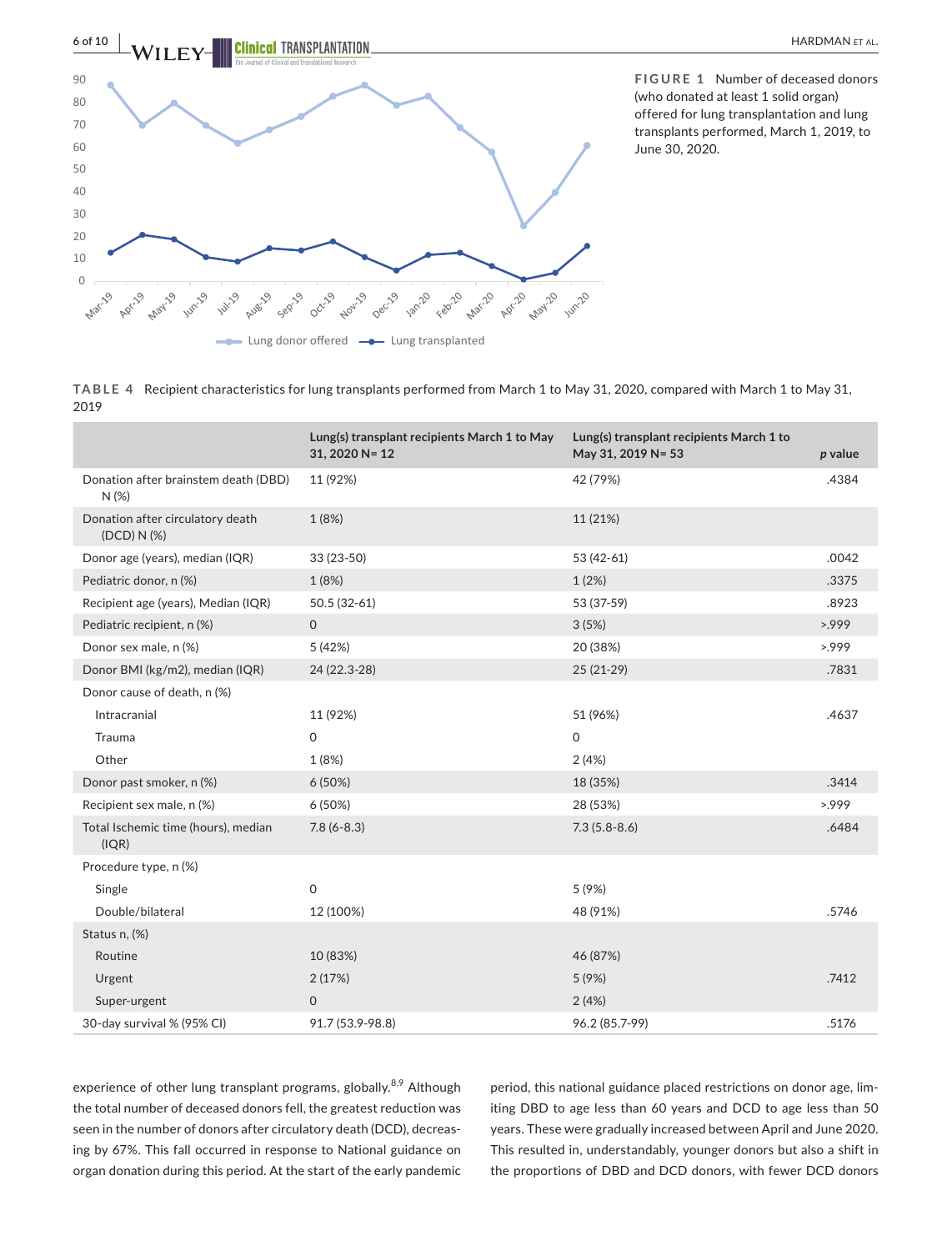FIGURE 1 Number of deceased donors (who donated at least 1 solid organ) offered for lung transplantation and lung transplants performed, March 1, 2019, to June 30, 2020.

TABLE 4 Recipient characteristics for lung transplants performed from March 1 to May 31, 2020, compared with March 1 to May 31, 2019

| | Lung(s) transplant recipients March 1 to May 31, 2020 N= 12 | Lung(s) transplant recipients March 1 to May 31, 2019 N= 53 | *p* value |
|---|---|---|---|
| Donation after brainstem death (DBD) N (%) | 11 (92%) | 42 (79%) | .4384 |
| Donation after circulatory death (DCD) N (%) | 1 (8%) | 11 (21%) | |
| Donor age (years), median (IQR) | 33 (23-50) | 53 (42-61) | .0042 |
| Pediatric donor, n (%) | 1 (8%) | 1 (2%) | .3375 |
| Recipient age (years), Median (IQR) | 50.5 (32-61) | 53 (37-59) | .8923 |
| Pediatric recipient, n (%) | 0 | 3 (5%) | >.999 |
| Donor sex male, n (%) | 5 (42%) | 20 (38%) | >.999 |
| Donor BMI (kg/m2), median (IQR) | 24 (22.3-28) | 25 (21-29) | .7831 |
| Donor cause of death, n (%) | | | |
| Intracranial | 11 (92%) | 51 (96%) | .4637 |
| Trauma | 0 | 0 | |
| Other | 1 (8%) | 2 (4%) | |
| Donor past smoker, n (%) | 6 (50%) | 18 (35%) | .3414 |
| Recipient sex male, n (%) | 6 (50%) | 28 (53%) | >.999 |
| Total Ischemic time (hours), median (IQR) | 7.8 (6-8.3) | 7.3 (5.8-8.6) | .6484 |
| Procedure type, n (%) | | | |
| Single | 0 | 5 (9%) | |
| Double/bilateral | 12 (100%) | 48 (91%) | .5746 |
| Status n, (%) | | | |
| Routine | 10 (83%) | 46 (87%) | |
| Urgent | 2 (17%) | 5 (9%) | .7412 |
| Super-urgent | 0 | 2 (4%) | |
| 30-day survival % (95% CI) | 91.7 (53.9-98.8) | 96.2 (85.7-99) | .5176 |

experience of other lung transplant programs, globally.[8,9] Although the total number of deceased donors fell, the greatest reduction was seen in the number of donors after circulatory death (DCD), decreasing by 67%. This fall occurred in response to National guidance on organ donation during this period. At the start of the early pandemic period, this national guidance placed restrictions on donor age, limiting DBD to age less than 60 years and DCD to age less than 50 years. These were gradually increased between April and June 2020. This resulted in, understandably, younger donors but also a shift in the proportions of DBD and DCD donors, with fewer DCD donors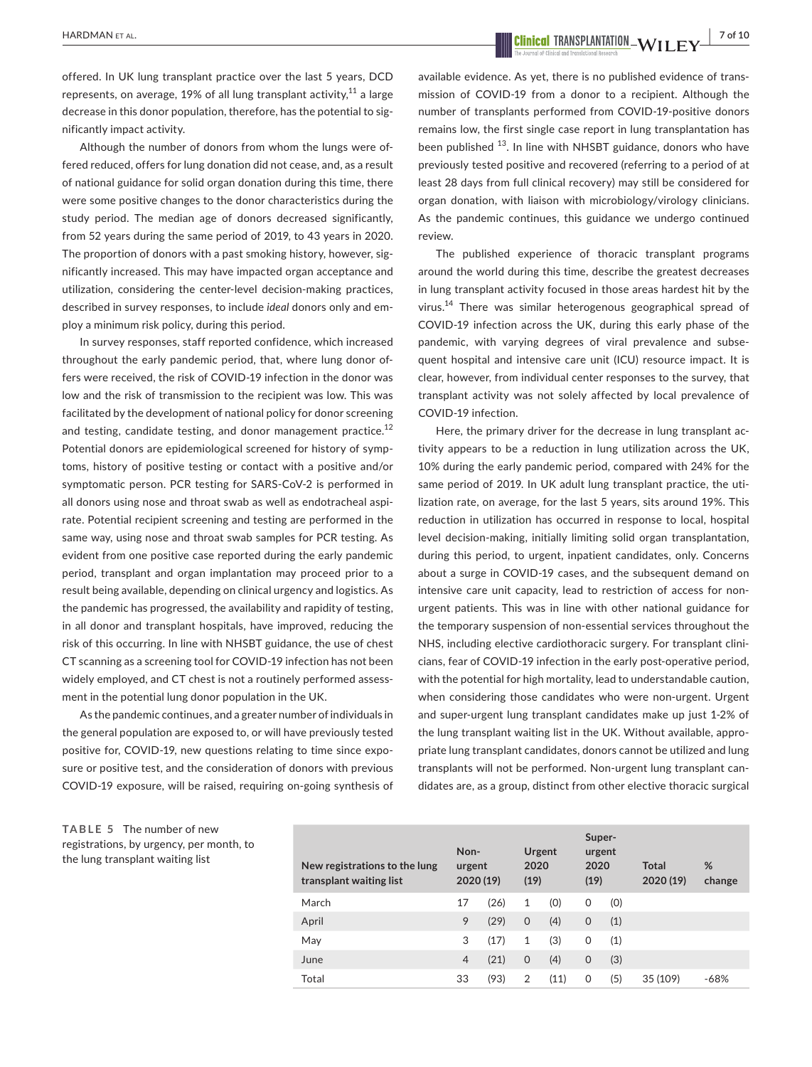offered. In UK lung transplant practice over the last 5 years, DCD represents, on average, 19% of all lung transplant activity,[11] a large decrease in this donor population, therefore, has the potential to significantly impact activity.

Although the number of donors from whom the lungs were offered reduced, offers for lung donation did not cease, and, as a result of national guidance for solid organ donation during this time, there were some positive changes to the donor characteristics during the study period. The median age of donors decreased significantly, from 52 years during the same period of 2019, to 43 years in 2020. The proportion of donors with a past smoking history, however, significantly increased. This may have impacted organ acceptance and utilization, considering the center-level decision-making practices, described in survey responses, to include *ideal* donors only and employ a minimum risk policy, during this period.

In survey responses, staff reported confidence, which increased throughout the early pandemic period, that, where lung donor offers were received, the risk of COVID-19 infection in the donor was low and the risk of transmission to the recipient was low. This was facilitated by the development of national policy for donor screening and testing, candidate testing, and donor management practice.[12] Potential donors are epidemiological screened for history of symptoms, history of positive testing or contact with a positive and/or symptomatic person. PCR testing for SARS-CoV-2 is performed in all donors using nose and throat swab as well as endotracheal aspirate. Potential recipient screening and testing are performed in the same way, using nose and throat swab samples for PCR testing. As evident from one positive case reported during the early pandemic period, transplant and organ implantation may proceed prior to a result being available, depending on clinical urgency and logistics. As the pandemic has progressed, the availability and rapidity of testing, in all donor and transplant hospitals, have improved, reducing the risk of this occurring. In line with NHSBT guidance, the use of chest CT scanning as a screening tool for COVID-19 infection has not been widely employed, and CT chest is not a routinely performed assessment in the potential lung donor population in the UK.

As the pandemic continues, and a greater number of individuals in the general population are exposed to, or will have previously tested positive for, COVID-19, new questions relating to time since exposure or positive test, and the consideration of donors with previous COVID-19 exposure, will be raised, requiring on-going synthesis of available evidence. As yet, there is no published evidence of transmission of COVID-19 from a donor to a recipient. Although the number of transplants performed from COVID-19-positive donors remains low, the first single case report in lung transplantation has been published [13]. In line with NHSBT guidance, donors who have previously tested positive and recovered (referring to a period of at least 28 days from full clinical recovery) may still be considered for organ donation, with liaison with microbiology/virology clinicians. As the pandemic continues, this guidance we undergo continued review.

The published experience of thoracic transplant programs around the world during this time, describe the greatest decreases in lung transplant activity focused in those areas hardest hit by the virus.[14] There was similar heterogenous geographical spread of COVID-19 infection across the UK, during this early phase of the pandemic, with varying degrees of viral prevalence and subsequent hospital and intensive care unit (ICU) resource impact. It is clear, however, from individual center responses to the survey, that transplant activity was not solely affected by local prevalence of COVID-19 infection.

Here, the primary driver for the decrease in lung transplant activity appears to be a reduction in lung utilization across the UK, 10% during the early pandemic period, compared with 24% for the same period of 2019. In UK adult lung transplant practice, the utilization rate, on average, for the last 5 years, sits around 19%. This reduction in utilization has occurred in response to local, hospital level decision-making, initially limiting solid organ transplantation, during this period, to urgent, inpatient candidates, only. Concerns about a surge in COVID-19 cases, and the subsequent demand on intensive care unit capacity, lead to restriction of access for non-urgent patients. This was in line with other national guidance for the temporary suspension of non-essential services throughout the NHS, including elective cardiothoracic surgery. For transplant clinicians, fear of COVID-19 infection in the early post-operative period, with the potential for high mortality, lead to understandable caution, when considering those candidates who were non-urgent. Urgent and super-urgent lung transplant candidates make up just 1-2% of the lung transplant waiting list in the UK. Without available, appropriate lung transplant candidates, donors cannot be utilized and lung transplants will not be performed. Non-urgent lung transplant candidates are, as a group, distinct from other elective thoracic surgical

**TABLE 5** The number of new registrations, by urgency, per month, to the lung transplant waiting list

| New registrations to the lung transplant waiting list | Non-urgent 2020 (19) | | Urgent 2020 (19) | | Super-urgent 2020 (19) | | Total 2020 (19) | % change |
|---|---|---|---|---|---|---|---|---|
| March | 17 | (26) | 1 | (0) | 0 | (0) | | |
| April | 9 | (29) | 0 | (4) | 0 | (1) | | |
| May | 3 | (17) | 1 | (3) | 0 | (1) | | |
| June | 4 | (21) | 0 | (4) | 0 | (3) | | |
| Total | 33 | (93) | 2 | (11) | 0 | (5) | 35 (109) | -68% |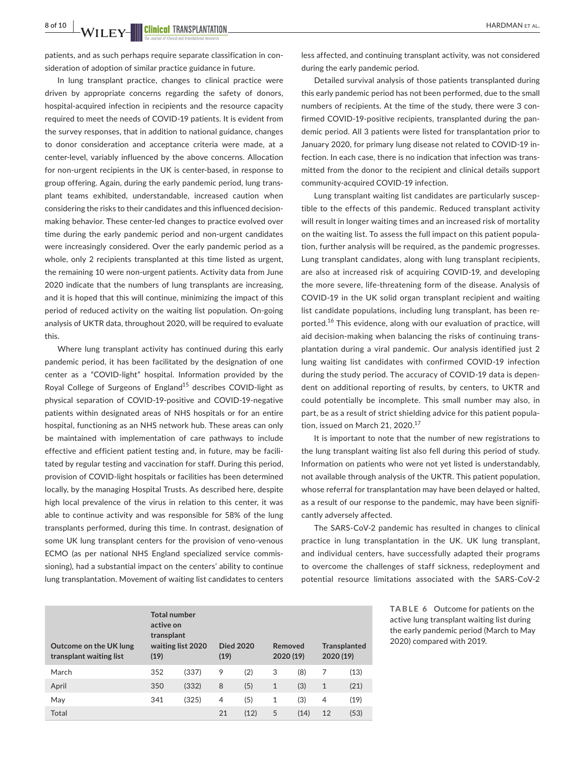patients, and as such perhaps require separate classification in consideration of adoption of similar practice guidance in future.

In lung transplant practice, changes to clinical practice were driven by appropriate concerns regarding the safety of donors, hospital-acquired infection in recipients and the resource capacity required to meet the needs of COVID-19 patients. It is evident from the survey responses, that in addition to national guidance, changes to donor consideration and acceptance criteria were made, at a center-level, variably influenced by the above concerns. Allocation for non-urgent recipients in the UK is center-based, in response to group offering. Again, during the early pandemic period, lung transplant teams exhibited, understandable, increased caution when considering the risks to their candidates and this influenced decision-making behavior. These center-led changes to practice evolved over time during the early pandemic period and non-urgent candidates were increasingly considered. Over the early pandemic period as a whole, only 2 recipients transplanted at this time listed as urgent, the remaining 10 were non-urgent patients. Activity data from June 2020 indicate that the numbers of lung transplants are increasing, and it is hoped that this will continue, minimizing the impact of this period of reduced activity on the waiting list population. On-going analysis of UKTR data, throughout 2020, will be required to evaluate this.

Where lung transplant activity has continued during this early pandemic period, it has been facilitated by the designation of one center as a "COVID-light" hospital. Information provided by the Royal College of Surgeons of England[15] describes COVID-light as physical separation of COVID-19-positive and COVID-19-negative patients within designated areas of NHS hospitals or for an entire hospital, functioning as an NHS network hub. These areas can only be maintained with implementation of care pathways to include effective and efficient patient testing and, in future, may be facilitated by regular testing and vaccination for staff. During this period, provision of COVID-light hospitals or facilities has been determined locally, by the managing Hospital Trusts. As described here, despite high local prevalence of the virus in relation to this center, it was able to continue activity and was responsible for 58% of the lung transplants performed, during this time. In contrast, designation of some UK lung transplant centers for the provision of veno-venous ECMO (as per national NHS England specialized service commissioning), had a substantial impact on the centers' ability to continue lung transplantation. Movement of waiting list candidates to centers less affected, and continuing transplant activity, was not considered during the early pandemic period.

Detailed survival analysis of those patients transplanted during this early pandemic period has not been performed, due to the small numbers of recipients. At the time of the study, there were 3 confirmed COVID-19-positive recipients, transplanted during the pandemic period. All 3 patients were listed for transplantation prior to January 2020, for primary lung disease not related to COVID-19 infection. In each case, there is no indication that infection was transmitted from the donor to the recipient and clinical details support community-acquired COVID-19 infection.

Lung transplant waiting list candidates are particularly susceptible to the effects of this pandemic. Reduced transplant activity will result in longer waiting times and an increased risk of mortality on the waiting list. To assess the full impact on this patient population, further analysis will be required, as the pandemic progresses. Lung transplant candidates, along with lung transplant recipients, are also at increased risk of acquiring COVID-19, and developing the more severe, life-threatening form of the disease. Analysis of COVID-19 in the UK solid organ transplant recipient and waiting list candidate populations, including lung transplant, has been reported.[16] This evidence, along with our evaluation of practice, will aid decision-making when balancing the risks of continuing transplantation during a viral pandemic. Our analysis identified just 2 lung waiting list candidates with confirmed COVID-19 infection during the study period. The accuracy of COVID-19 data is dependent on additional reporting of results, by centers, to UKTR and could potentially be incomplete. This small number may also, in part, be as a result of strict shielding advice for this patient population, issued on March 21, 2020.[17]

It is important to note that the number of new registrations to the lung transplant waiting list also fell during this period of study. Information on patients who were not yet listed is understandably, not available through analysis of the UKTR. This patient population, whose referral for transplantation may have been delayed or halted, as a result of our response to the pandemic, may have been significantly adversely affected.

The SARS-CoV-2 pandemic has resulted in changes to clinical practice in lung transplantation in the UK. UK lung transplant, and individual centers, have successfully adapted their programs to overcome the challenges of staff sickness, redeployment and potential resource limitations associated with the SARS-CoV-2

**TABLE 6** Outcome for patients on the active lung transplant waiting list during the early pandemic period (March to May 2020) compared with 2019.

| Outcome on the UK lung transplant waiting list | Total number active on transplant waiting list 2020 (19) | | Died 2020 (19) | | Removed 2020 (19) | | Transplanted 2020 (19) | |
|---|---|---|---|---|---|---|---|---|
| March | 352 | (337) | 9 | (2) | 3 | (8) | 7 | (13) |
| April | 350 | (332) | 8 | (5) | 1 | (3) | 1 | (21) |
| May | 341 | (325) | 4 | (5) | 1 | (3) | 4 | (19) |
| Total | | | 21 | (12) | 5 | (14) | 12 | (53) |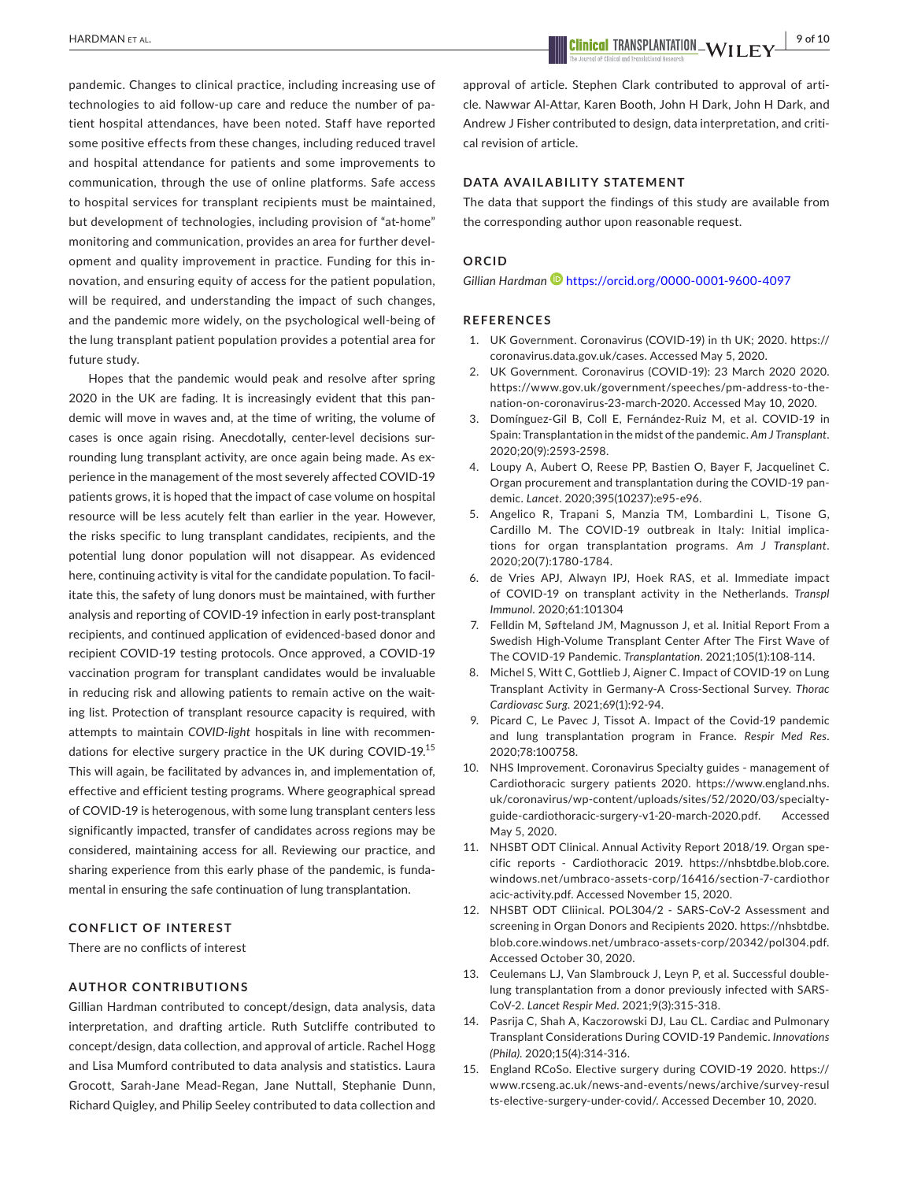pandemic. Changes to clinical practice, including increasing use of technologies to aid follow-up care and reduce the number of patient hospital attendances, have been noted. Staff have reported some positive effects from these changes, including reduced travel and hospital attendance for patients and some improvements to communication, through the use of online platforms. Safe access to hospital services for transplant recipients must be maintained, but development of technologies, including provision of "at-home" monitoring and communication, provides an area for further development and quality improvement in practice. Funding for this innovation, and ensuring equity of access for the patient population, will be required, and understanding the impact of such changes, and the pandemic more widely, on the psychological well-being of the lung transplant patient population provides a potential area for future study.

Hopes that the pandemic would peak and resolve after spring 2020 in the UK are fading. It is increasingly evident that this pandemic will move in waves and, at the time of writing, the volume of cases is once again rising. Anecdotally, center-level decisions surrounding lung transplant activity, are once again being made. As experience in the management of the most severely affected COVID-19 patients grows, it is hoped that the impact of case volume on hospital resource will be less acutely felt than earlier in the year. However, the risks specific to lung transplant candidates, recipients, and the potential lung donor population will not disappear. As evidenced here, continuing activity is vital for the candidate population. To facilitate this, the safety of lung donors must be maintained, with further analysis and reporting of COVID-19 infection in early post-transplant recipients, and continued application of evidenced-based donor and recipient COVID-19 testing protocols. Once approved, a COVID-19 vaccination program for transplant candidates would be invaluable in reducing risk and allowing patients to remain active on the waiting list. Protection of transplant resource capacity is required, with attempts to maintain *COVID-light* hospitals in line with recommendations for elective surgery practice in the UK during COVID-19.[15] This will again, be facilitated by advances in, and implementation of, effective and efficient testing programs. Where geographical spread of COVID-19 is heterogenous, with some lung transplant centers less significantly impacted, transfer of candidates across regions may be considered, maintaining access for all. Reviewing our practice, and sharing experience from this early phase of the pandemic, is fundamental in ensuring the safe continuation of lung transplantation.

## CONFLICT OF INTEREST

There are no conflicts of interest

## AUTHOR CONTRIBUTIONS

Gillian Hardman contributed to concept/design, data analysis, data interpretation, and drafting article. Ruth Sutcliffe contributed to concept/design, data collection, and approval of article. Rachel Hogg and Lisa Mumford contributed to data analysis and statistics. Laura Grocott, Sarah-Jane Mead-Regan, Jane Nuttall, Stephanie Dunn, Richard Quigley, and Philip Seeley contributed to data collection and approval of article. Stephen Clark contributed to approval of article. Nawwar Al-Attar, Karen Booth, John H Dark, John H Dark, and Andrew J Fisher contributed to design, data interpretation, and critical revision of article.

## DATA AVAILABILITY STATEMENT

The data that support the findings of this study are available from the corresponding author upon reasonable request.

## ORCID

*Gillian Hardman* https://orcid.org/0000-0001-9600-4097

## REFERENCES

1. UK Government. Coronavirus (COVID-19) in th UK; 2020. https://coronavirus.data.gov.uk/cases. Accessed May 5, 2020.
2. UK Government. Coronavirus (COVID-19): 23 March 2020 2020. https://www.gov.uk/government/speeches/pm-address-to-the-nation-on-coronavirus-23-march-2020. Accessed May 10, 2020.
3. Domínguez-Gil B, Coll E, Fernández-Ruiz M, et al. COVID-19 in Spain: Transplantation in the midst of the pandemic. *Am J Transplant*. 2020;20(9):2593-2598.
4. Loupy A, Aubert O, Reese PP, Bastien O, Bayer F, Jacquelinet C. Organ procurement and transplantation during the COVID-19 pandemic. *Lancet*. 2020;395(10237):e95-e96.
5. Angelico R, Trapani S, Manzia TM, Lombardini L, Tisone G, Cardillo M. The COVID-19 outbreak in Italy: Initial implications for organ transplantation programs. *Am J Transplant*. 2020;20(7):1780-1784.
6. de Vries APJ, Alwayn IPJ, Hoek RAS, et al. Immediate impact of COVID-19 on transplant activity in the Netherlands. *Transpl Immunol*. 2020;61:101304
7. Felldin M, Søfteland JM, Magnusson J, et al. Initial Report From a Swedish High-Volume Transplant Center After The First Wave of The COVID-19 Pandemic. *Transplantation*. 2021;105(1):108-114.
8. Michel S, Witt C, Gottlieb J, Aigner C. Impact of COVID-19 on Lung Transplant Activity in Germany-A Cross-Sectional Survey. *Thorac Cardiovasc Surg*. 2021;69(1):92-94.
9. Picard C, Le Pavec J, Tissot A. Impact of the Covid-19 pandemic and lung transplantation program in France. *Respir Med Res*. 2020;78:100758.
10. NHS Improvement. Coronavirus Specialty guides - management of Cardiothoracic surgery patients 2020. https://www.england.nhs.uk/coronavirus/wp-content/uploads/sites/52/2020/03/specialty-guide-cardiothoracic-surgery-v1-20-march-2020.pdf. Accessed May 5, 2020.
11. NHSBT ODT Clinical. Annual Activity Report 2018/19. Organ specific reports - Cardiothoracic 2019. https://nhsbtdbe.blob.core.windows.net/umbraco-assets-corp/16416/section-7-cardiothoracic-activity.pdf. Accessed November 15, 2020.
12. NHSBT ODT Cliinical. POL304/2 - SARS-CoV-2 Assessment and screening in Organ Donors and Recipients 2020. https://nhsbtdbe.blob.core.windows.net/umbraco-assets-corp/20342/pol304.pdf. Accessed October 30, 2020.
13. Ceulemans LJ, Van Slambrouck J, Leyn P, et al. Successful double-lung transplantation from a donor previously infected with SARS-CoV-2. *Lancet Respir Med*. 2021;9(3):315-318.
14. Pasrija C, Shah A, Kaczorowski DJ, Lau CL. Cardiac and Pulmonary Transplant Considerations During COVID-19 Pandemic. *Innovations (Phila)*. 2020;15(4):314-316.
15. England RCoSo. Elective surgery during COVID-19 2020. https://www.rcseng.ac.uk/news-and-events/news/archive/survey-results-elective-surgery-under-covid/. Accessed December 10, 2020.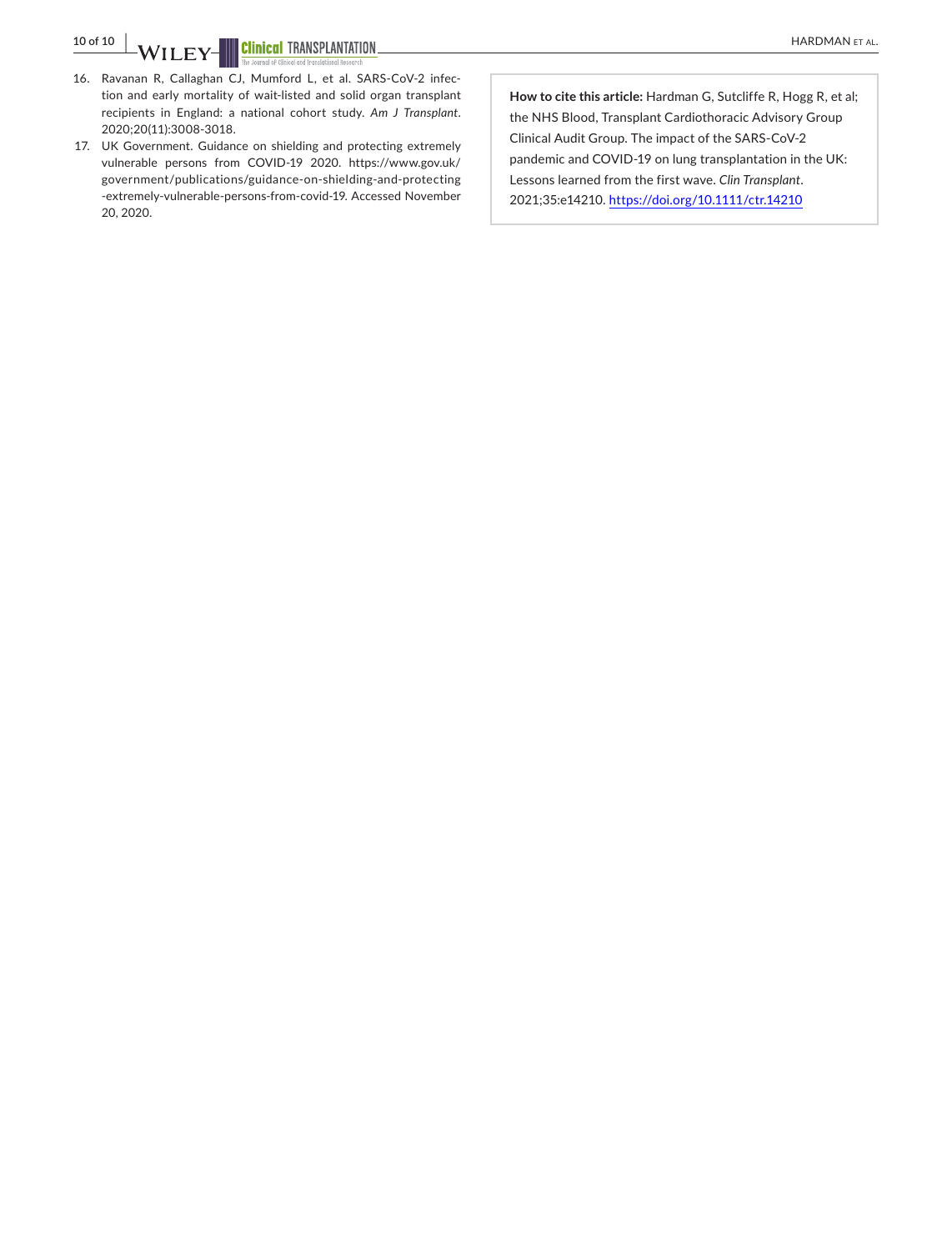16. Ravanan R, Callaghan CJ, Mumford L, et al. SARS-CoV-2 infection and early mortality of wait-listed and solid organ transplant recipients in England: a national cohort study. *Am J Transplant*. 2020;20(11):3008-3018.
17. UK Government. Guidance on shielding and protecting extremely vulnerable persons from COVID-19 2020. https://www.gov.uk/government/publications/guidance-on-shielding-and-protecting-extremely-vulnerable-persons-from-covid-19. Accessed November 20, 2020.

**How to cite this article:** Hardman G, Sutcliffe R, Hogg R, et al; the NHS Blood, Transplant Cardiothoracic Advisory Group Clinical Audit Group. The impact of the SARS-CoV-2 pandemic and COVID-19 on lung transplantation in the UK: Lessons learned from the first wave. *Clin Transplant*. 2021;35:e14210. https://doi.org/10.1111/ctr.14210